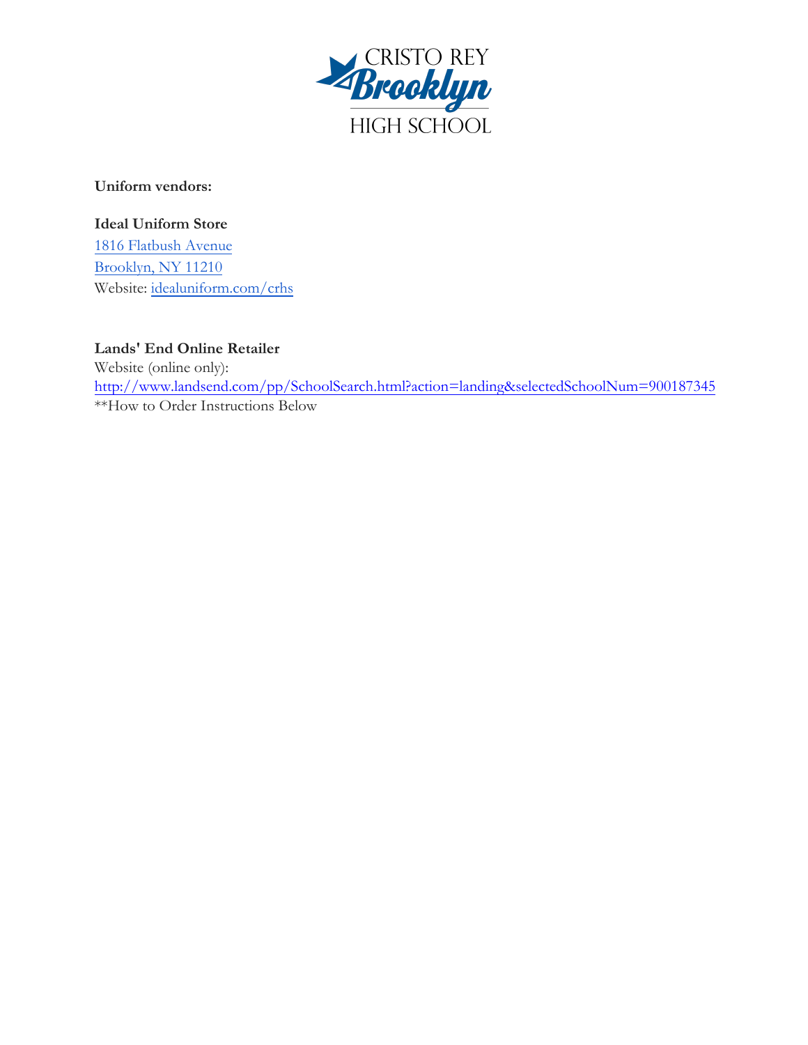# CRISTO REY Brooklyn HIGH SCHOOL

**Uniform vendors:**

**Ideal Uniform Store**
1816 Flatbush Avenue
Brooklyn, NY 11210
Website: idealuniform.com/crhs

**Lands' End Online Retailer**
Website (online only):
http://www.landsend.com/pp/SchoolSearch.html?action=landing&selectedSchoolNum=900187345
**How to Order Instructions Below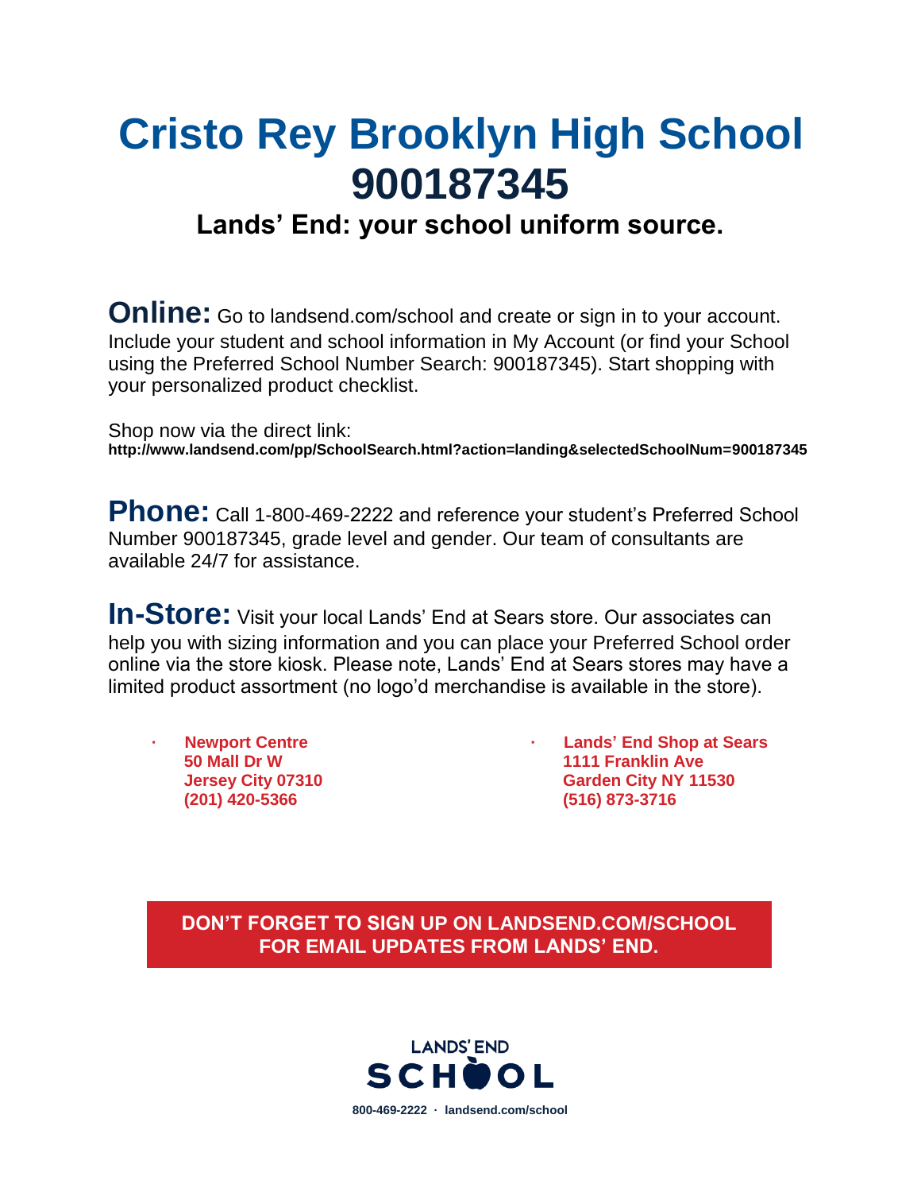# Cristo Rey Brooklyn High School

# 900187345

## Lands' End: your school uniform source.

**Online:** Go to landsend.com/school and create or sign in to your account. Include your student and school information in My Account (or find your School using the Preferred School Number Search: 900187345). Start shopping with your personalized product checklist.

Shop now via the direct link:
**http://www.landsend.com/pp/SchoolSearch.html?action=landing&selectedSchoolNum=900187345**

**Phone:** Call 1-800-469-2222 and reference your student's Preferred School Number 900187345, grade level and gender. Our team of consultants are available 24/7 for assistance.

**In-Store:** Visit your local Lands' End at Sears store. Our associates can help you with sizing information and you can place your Preferred School order online via the store kiosk. Please note, Lands' End at Sears stores may have a limited product assortment (no logo'd merchandise is available in the store).

- **Newport Centre**
  **50 Mall Dr W**
  **Jersey City 07310**
  **(201) 420-5366**

- **Lands' End Shop at Sears**
  **1111 Franklin Ave**
  **Garden City NY 11530**
  **(516) 873-3716**

**DON'T FORGET TO SIGN UP ON LANDSEND.COM/SCHOOL FOR EMAIL UPDATES FROM LANDS' END.**

LANDS' END SCHOOL

800-469-2222 · landsend.com/school